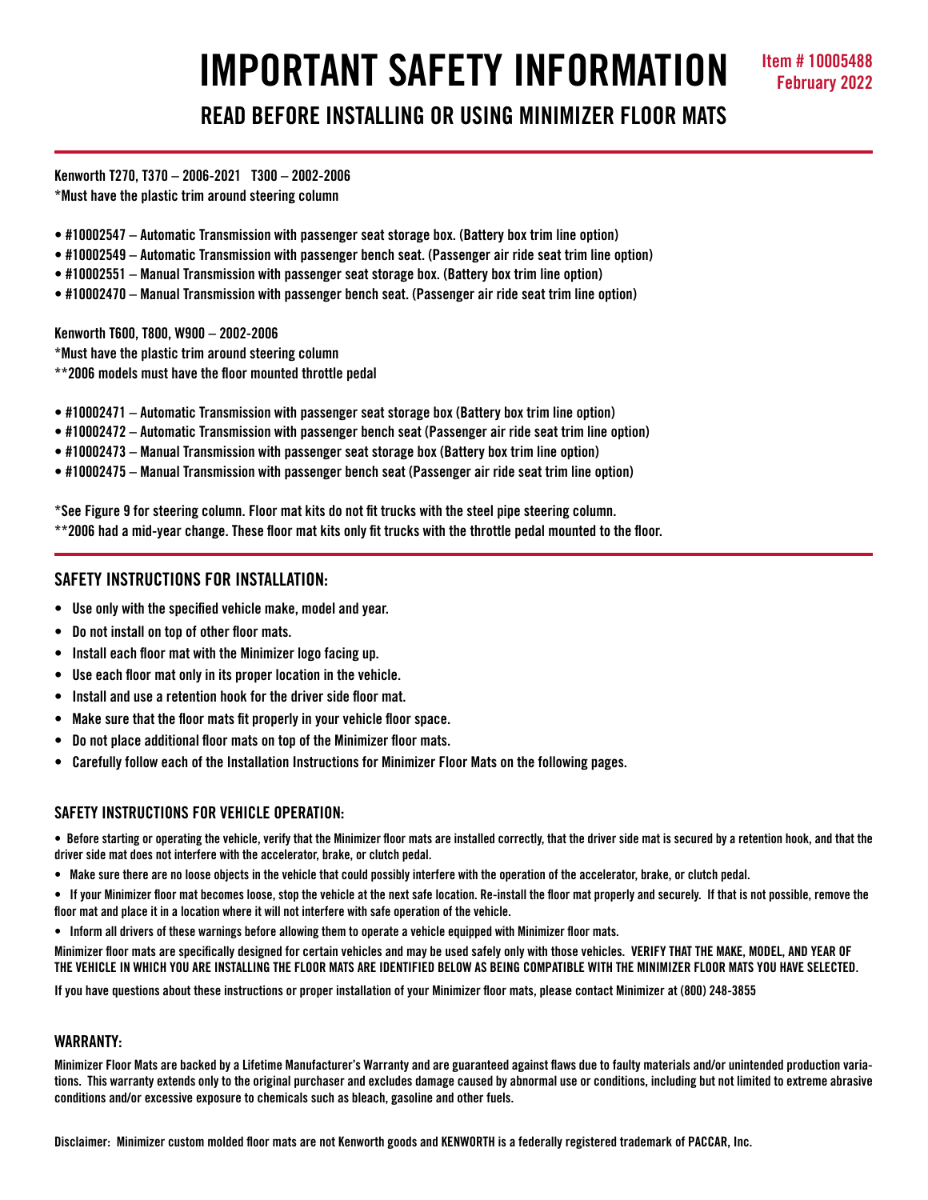# IMPORTANT SAFETY INFORMATION

Item # 10005488
February 2022

## READ BEFORE INSTALLING OR USING MINIMIZER FLOOR MATS

Kenworth T270, T370 – 2006-2021 T300 – 2002-2006
*Must have the plastic trim around steering column

- #10002547 – Automatic Transmission with passenger seat storage box. (Battery box trim line option)
- #10002549 – Automatic Transmission with passenger bench seat. (Passenger air ride seat trim line option)
- #10002551 – Manual Transmission with passenger seat storage box. (Battery box trim line option)
- #10002470 – Manual Transmission with passenger bench seat. (Passenger air ride seat trim line option)

Kenworth T600, T800, W900 – 2002-2006
*Must have the plastic trim around steering column
**2006 models must have the floor mounted throttle pedal

- #10002471 – Automatic Transmission with passenger seat storage box (Battery box trim line option)
- #10002472 – Automatic Transmission with passenger bench seat (Passenger air ride seat trim line option)
- #10002473 – Manual Transmission with passenger seat storage box (Battery box trim line option)
- #10002475 – Manual Transmission with passenger bench seat (Passenger air ride seat trim line option)

*See Figure 9 for steering column. Floor mat kits do not fit trucks with the steel pipe steering column.
**2006 had a mid-year change. These floor mat kits only fit trucks with the throttle pedal mounted to the floor.

### SAFETY INSTRUCTIONS FOR INSTALLATION:

- Use only with the specified vehicle make, model and year.
- Do not install on top of other floor mats.
- Install each floor mat with the Minimizer logo facing up.
- Use each floor mat only in its proper location in the vehicle.
- Install and use a retention hook for the driver side floor mat.
- Make sure that the floor mats fit properly in your vehicle floor space.
- Do not place additional floor mats on top of the Minimizer floor mats.
- Carefully follow each of the Installation Instructions for Minimizer Floor Mats on the following pages.

### SAFETY INSTRUCTIONS FOR VEHICLE OPERATION:

- Before starting or operating the vehicle, verify that the Minimizer floor mats are installed correctly, that the driver side mat is secured by a retention hook, and that the driver side mat does not interfere with the accelerator, brake, or clutch pedal.
- Make sure there are no loose objects in the vehicle that could possibly interfere with the operation of the accelerator, brake, or clutch pedal.
- If your Minimizer floor mat becomes loose, stop the vehicle at the next safe location. Re-install the floor mat properly and securely. If that is not possible, remove the floor mat and place it in a location where it will not interfere with safe operation of the vehicle.
- Inform all drivers of these warnings before allowing them to operate a vehicle equipped with Minimizer floor mats.

Minimizer floor mats are specifically designed for certain vehicles and may be used safely only with those vehicles. VERIFY THAT THE MAKE, MODEL, AND YEAR OF THE VEHICLE IN WHICH YOU ARE INSTALLING THE FLOOR MATS ARE IDENTIFIED BELOW AS BEING COMPATIBLE WITH THE MINIMIZER FLOOR MATS YOU HAVE SELECTED.

If you have questions about these instructions or proper installation of your Minimizer floor mats, please contact Minimizer at (800) 248-3855

### WARRANTY:

Minimizer Floor Mats are backed by a Lifetime Manufacturer's Warranty and are guaranteed against flaws due to faulty materials and/or unintended production variations. This warranty extends only to the original purchaser and excludes damage caused by abnormal use or conditions, including but not limited to extreme abrasive conditions and/or excessive exposure to chemicals such as bleach, gasoline and other fuels.

Disclaimer: Minimizer custom molded floor mats are not Kenworth goods and KENWORTH is a federally registered trademark of PACCAR, Inc.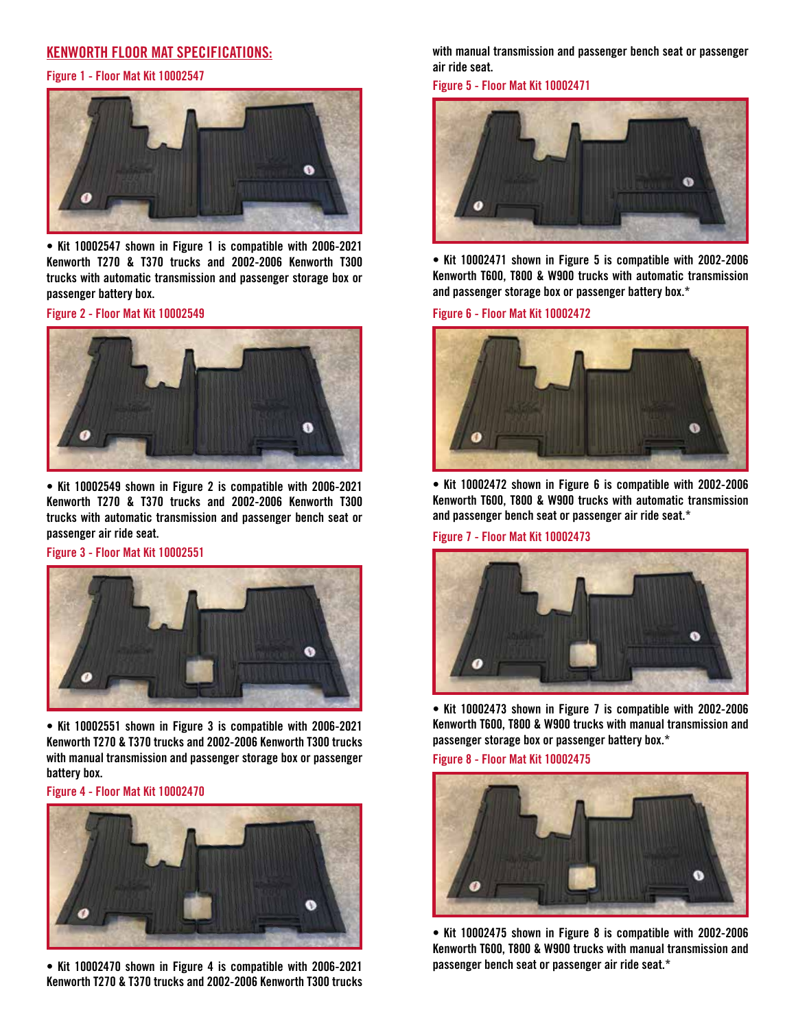## KENWORTH FLOOR MAT SPECIFICATIONS:

Figure 1 - Floor Mat Kit 10002547

- Kit 10002547 shown in Figure 1 is compatible with 2006-2021 Kenworth T270 & T370 trucks and 2002-2006 Kenworth T300 trucks with automatic transmission and passenger storage box or passenger battery box.

Figure 2 - Floor Mat Kit 10002549

- Kit 10002549 shown in Figure 2 is compatible with 2006-2021 Kenworth T270 & T370 trucks and 2002-2006 Kenworth T300 trucks with automatic transmission and passenger bench seat or passenger air ride seat.

Figure 3 - Floor Mat Kit 10002551

- Kit 10002551 shown in Figure 3 is compatible with 2006-2021 Kenworth T270 & T370 trucks and 2002-2006 Kenworth T300 trucks with manual transmission and passenger storage box or passenger battery box.

Figure 4 - Floor Mat Kit 10002470

- Kit 10002470 shown in Figure 4 is compatible with 2006-2021 Kenworth T270 & T370 trucks and 2002-2006 Kenworth T300 trucks with manual transmission and passenger bench seat or passenger air ride seat.

Figure 5 - Floor Mat Kit 10002471

- Kit 10002471 shown in Figure 5 is compatible with 2002-2006 Kenworth T600, T800 & W900 trucks with automatic transmission and passenger storage box or passenger battery box.*

Figure 6 - Floor Mat Kit 10002472

- Kit 10002472 shown in Figure 6 is compatible with 2002-2006 Kenworth T600, T800 & W900 trucks with automatic transmission and passenger bench seat or passenger air ride seat.*

Figure 7 - Floor Mat Kit 10002473

- Kit 10002473 shown in Figure 7 is compatible with 2002-2006 Kenworth T600, T800 & W900 trucks with manual transmission and passenger storage box or passenger battery box.*

Figure 8 - Floor Mat Kit 10002475

- Kit 10002475 shown in Figure 8 is compatible with 2002-2006 Kenworth T600, T800 & W900 trucks with manual transmission and passenger bench seat or passenger air ride seat.*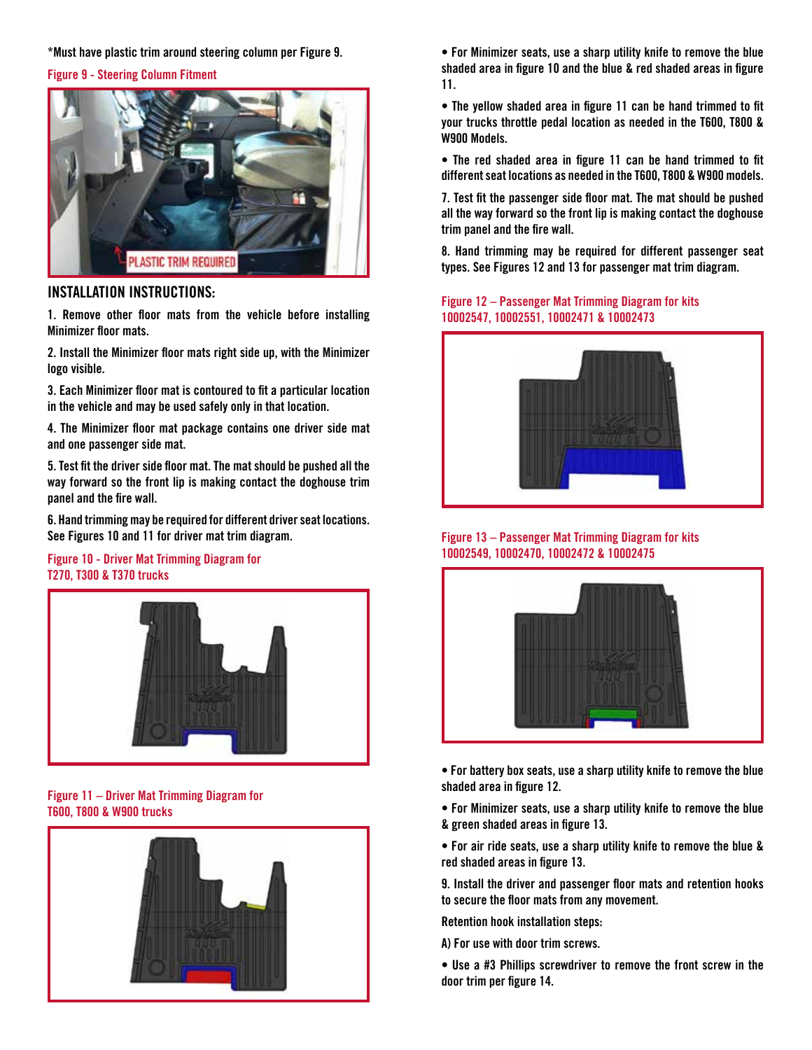*Must have plastic trim around steering column per Figure 9.

Figure 9 - Steering Column Fitment

PLASTIC TRIM REQUIRED

## INSTALLATION INSTRUCTIONS:

1. Remove other floor mats from the vehicle before installing Minimizer floor mats.

2. Install the Minimizer floor mats right side up, with the Minimizer logo visible.

3. Each Minimizer floor mat is contoured to fit a particular location in the vehicle and may be used safely only in that location.

4. The Minimizer floor mat package contains one driver side mat and one passenger side mat.

5. Test fit the driver side floor mat. The mat should be pushed all the way forward so the front lip is making contact the doghouse trim panel and the fire wall.

6. Hand trimming may be required for different driver seat locations. See Figures 10 and 11 for driver mat trim diagram.

Figure 10 - Driver Mat Trimming Diagram for T270, T300 & T370 trucks

Figure 11 – Driver Mat Trimming Diagram for T600, T800 & W900 trucks

• For Minimizer seats, use a sharp utility knife to remove the blue shaded area in figure 10 and the blue & red shaded areas in figure 11.

• The yellow shaded area in figure 11 can be hand trimmed to fit your trucks throttle pedal location as needed in the T600, T800 & W900 Models.

• The red shaded area in figure 11 can be hand trimmed to fit different seat locations as needed in the T600, T800 & W900 models.

7. Test fit the passenger side floor mat. The mat should be pushed all the way forward so the front lip is making contact the doghouse trim panel and the fire wall.

8. Hand trimming may be required for different passenger seat types. See Figures 12 and 13 for passenger mat trim diagram.

Figure 12 – Passenger Mat Trimming Diagram for kits 10002547, 10002551, 10002471 & 10002473

Figure 13 – Passenger Mat Trimming Diagram for kits 10002549, 10002470, 10002472 & 10002475

• For battery box seats, use a sharp utility knife to remove the blue shaded area in figure 12.

• For Minimizer seats, use a sharp utility knife to remove the blue & green shaded areas in figure 13.

• For air ride seats, use a sharp utility knife to remove the blue & red shaded areas in figure 13.

9. Install the driver and passenger floor mats and retention hooks to secure the floor mats from any movement.

Retention hook installation steps:

A) For use with door trim screws.

• Use a #3 Phillips screwdriver to remove the front screw in the door trim per figure 14.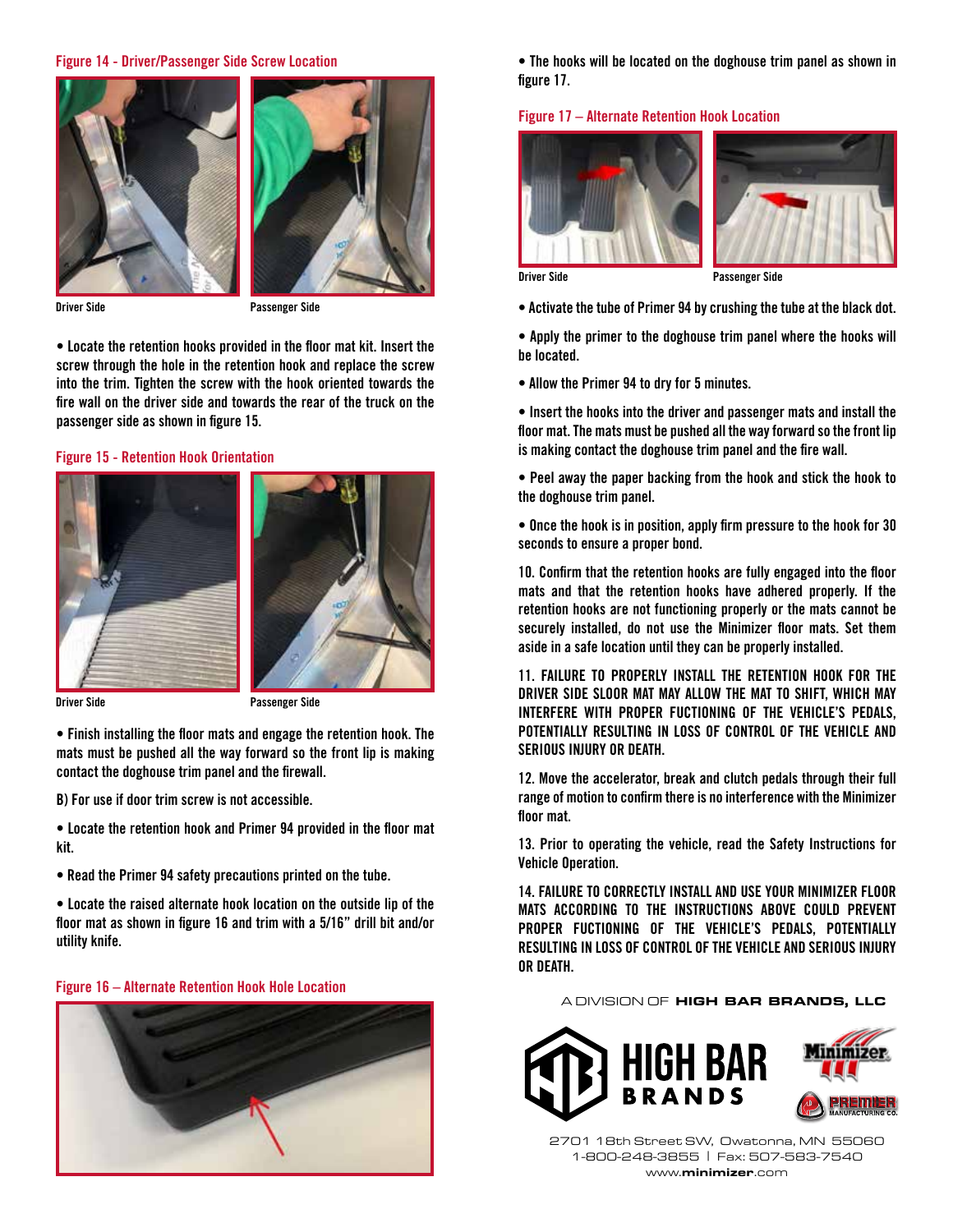#### Figure 14 - Driver/Passenger Side Screw Location

Driver Side

Passenger Side

- Locate the retention hooks provided in the floor mat kit. Insert the screw through the hole in the retention hook and replace the screw into the trim. Tighten the screw with the hook oriented towards the fire wall on the driver side and towards the rear of the truck on the passenger side as shown in figure 15.

#### Figure 15 - Retention Hook Orientation

Driver Side

Passenger Side

- Finish installing the floor mats and engage the retention hook. The mats must be pushed all the way forward so the front lip is making contact the doghouse trim panel and the firewall.

B) For use if door trim screw is not accessible.

- Locate the retention hook and Primer 94 provided in the floor mat kit.
- Read the Primer 94 safety precautions printed on the tube.
- Locate the raised alternate hook location on the outside lip of the floor mat as shown in figure 16 and trim with a 5/16" drill bit and/or utility knife.

#### Figure 16 – Alternate Retention Hook Hole Location

- The hooks will be located on the doghouse trim panel as shown in figure 17.

#### Figure 17 – Alternate Retention Hook Location

Driver Side

Passenger Side

- Activate the tube of Primer 94 by crushing the tube at the black dot.
- Apply the primer to the doghouse trim panel where the hooks will be located.
- Allow the Primer 94 to dry for 5 minutes.
- Insert the hooks into the driver and passenger mats and install the floor mat. The mats must be pushed all the way forward so the front lip is making contact the doghouse trim panel and the fire wall.
- Peel away the paper backing from the hook and stick the hook to the doghouse trim panel.
- Once the hook is in position, apply firm pressure to the hook for 30 seconds to ensure a proper bond.

10. Confirm that the retention hooks are fully engaged into the floor mats and that the retention hooks have adhered properly. If the retention hooks are not functioning properly or the mats cannot be securely installed, do not use the Minimizer floor mats. Set them aside in a safe location until they can be properly installed.

11. FAILURE TO PROPERLY INSTALL THE RETENTION HOOK FOR THE DRIVER SIDE SLOOR MAT MAY ALLOW THE MAT TO SHIFT, WHICH MAY INTERFERE WITH PROPER FUCTIONING OF THE VEHICLE'S PEDALS, POTENTIALLY RESULTING IN LOSS OF CONTROL OF THE VEHICLE AND SERIOUS INJURY OR DEATH.

12. Move the accelerator, break and clutch pedals through their full range of motion to confirm there is no interference with the Minimizer floor mat.

13. Prior to operating the vehicle, read the Safety Instructions for Vehicle Operation.

14. FAILURE TO CORRECTLY INSTALL AND USE YOUR MINIMIZER FLOOR MATS ACCORDING TO THE INSTRUCTIONS ABOVE COULD PREVENT PROPER FUCTIONING OF THE VEHICLE'S PEDALS, POTENTIALLY RESULTING IN LOSS OF CONTROL OF THE VEHICLE AND SERIOUS INJURY OR DEATH.

A DIVISION OF **HIGH BAR BRANDS, LLC**

HIGH BAR BRANDS

Minimizer

PREMIER MANUFACTURING CO.

2701 18th Street SW, Owatonna, MN 55060
1-800-248-3855 | Fax: 507-583-7540
www.**minimizer**.com